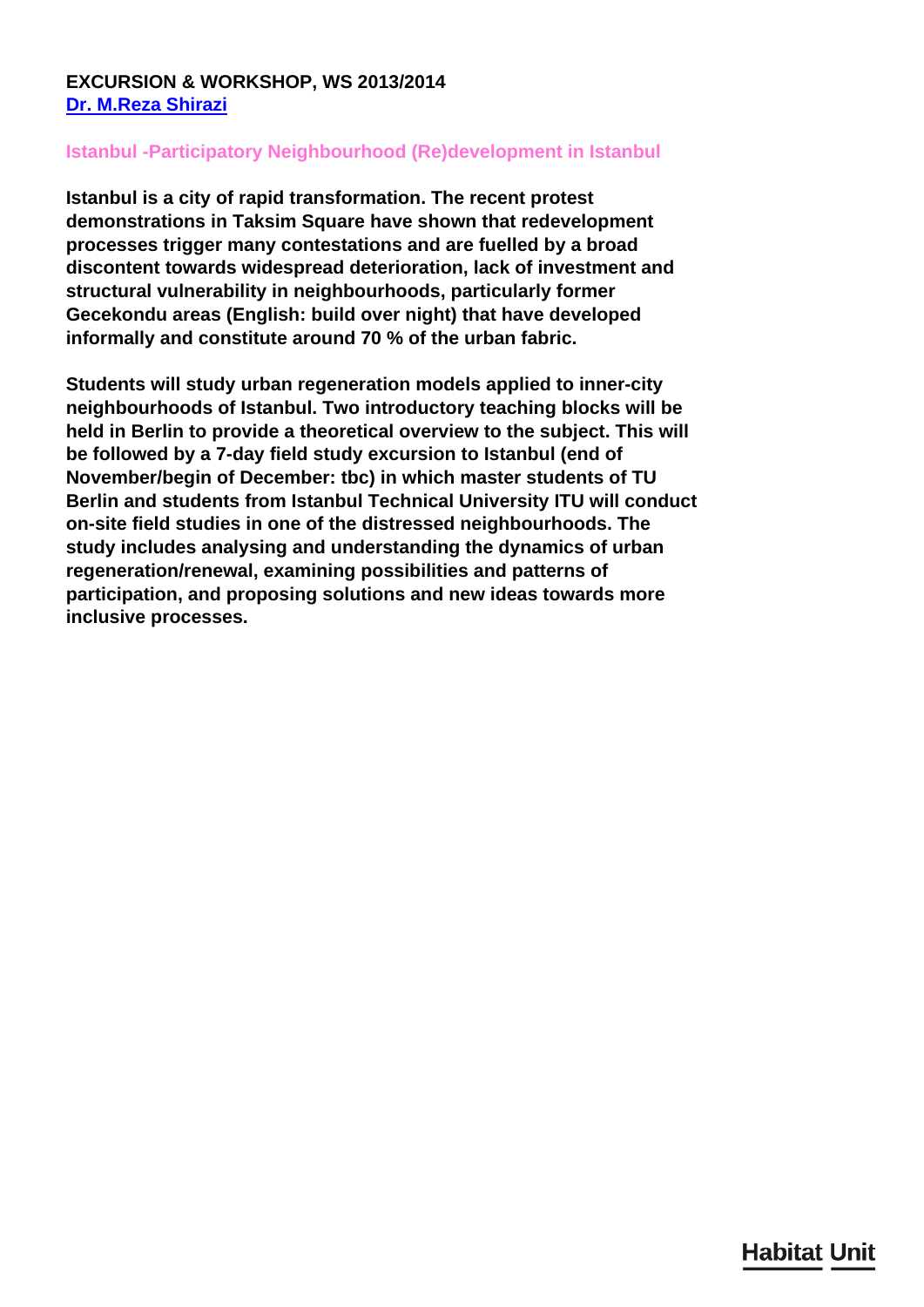**EXCURSION & WORKSHOP, WS 2013/2014**
**Dr. M.Reza Shirazi**

## Istanbul -Participatory Neighbourhood (Re)development in Istanbul

**Istanbul is a city of rapid transformation. The recent protest demonstrations in Taksim Square have shown that redevelopment processes trigger many contestations and are fuelled by a broad discontent towards widespread deterioration, lack of investment and structural vulnerability in neighbourhoods, particularly former Gecekondu areas (English: build over night) that have developed informally and constitute around 70 % of the urban fabric.**

**Students will study urban regeneration models applied to inner-city neighbourhoods of Istanbul. Two introductory teaching blocks will be held in Berlin to provide a theoretical overview to the subject. This will be followed by a 7-day field study excursion to Istanbul (end of November/begin of December: tbc) in which master students of TU Berlin and students from Istanbul Technical University ITU will conduct on-site field studies in one of the distressed neighbourhoods. The study includes analysing and understanding the dynamics of urban regeneration/renewal, examining possibilities and patterns of participation, and proposing solutions and new ideas towards more inclusive processes.**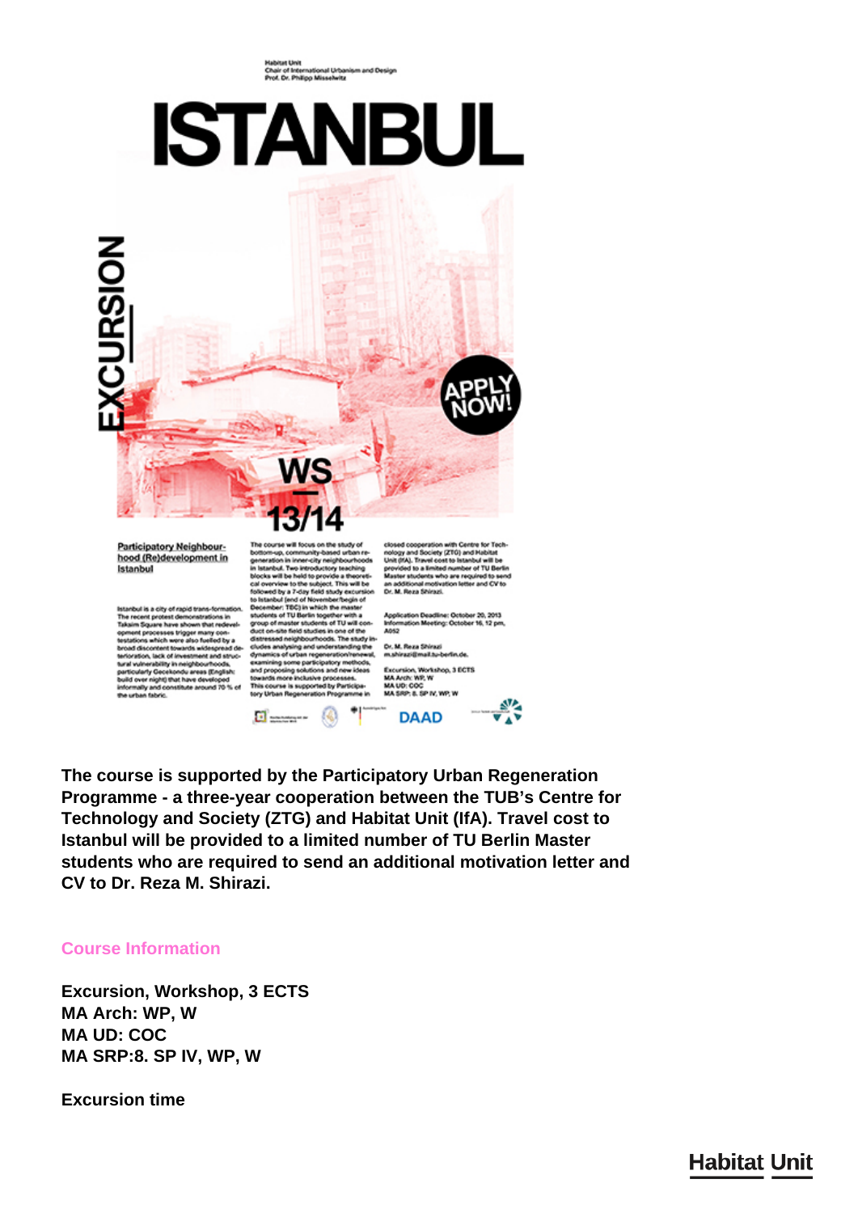The course is supported by the Participatory Urban Regeneration Programme - a three-year cooperation between the TUB's Centre for Technology and Society (ZTG) and Habitat Unit (IfA). Travel cost to Istanbul will be provided to a limited number of TU Berlin Master students who are required to send an additional motivation letter and CV to Dr. Reza M. Shirazi.

## Course Information

**Excursion, Workshop, 3 ECTS**
**MA Arch: WP, W**
**MA UD: COC**
**MA SRP:8. SP IV, WP, W**

**Excursion time**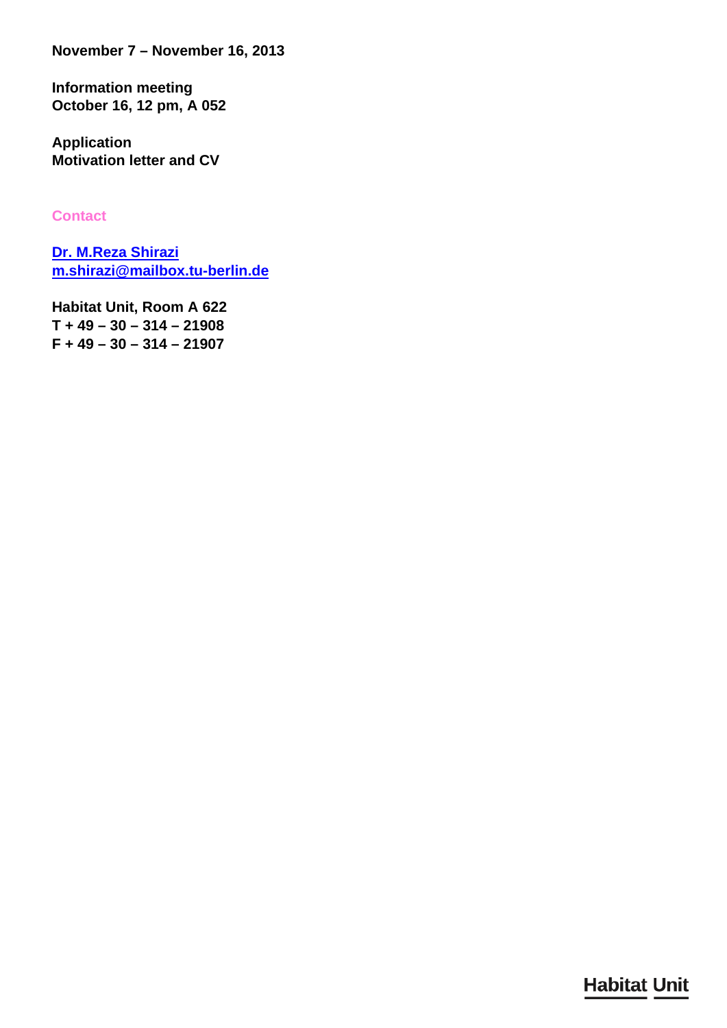**November 7 – November 16, 2013**

**Information meeting**
**October 16, 12 pm, A 052**

**Application**
**Motivation letter and CV**

**Contact**

**Dr. M.Reza Shirazi**
**m.shirazi@mailbox.tu-berlin.de**

**Habitat Unit, Room A 622**
**T + 49 – 30 – 314 – 21908**
**F + 49 – 30 – 314 – 21907**

**Habitat Unit**